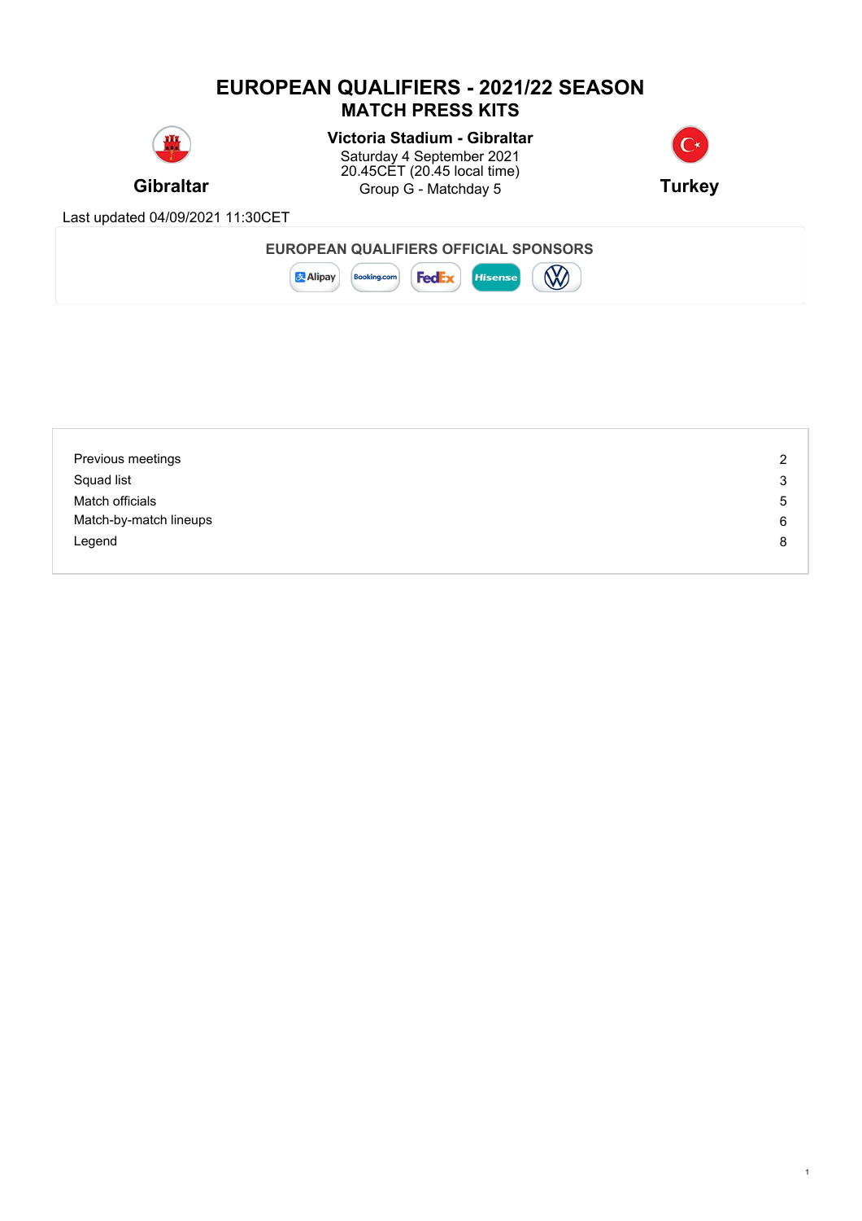# EUROPEAN QUALIFIERS - 2021/22 SEASON
## MATCH PRESS KITS

**Gibraltar**

**Victoria Stadium - Gibraltar**
Saturday 4 September 2021
20.45CET (20.45 local time)
Group G - Matchday 5

**Turkey**

Last updated 04/09/2021 11:30CET

**EUROPEAN QUALIFIERS OFFICIAL SPONSORS**

| | |
|---|---|
| Previous meetings | 2 |
| Squad list | 3 |
| Match officials | 5 |
| Match-by-match lineups | 6 |
| Legend | 8 |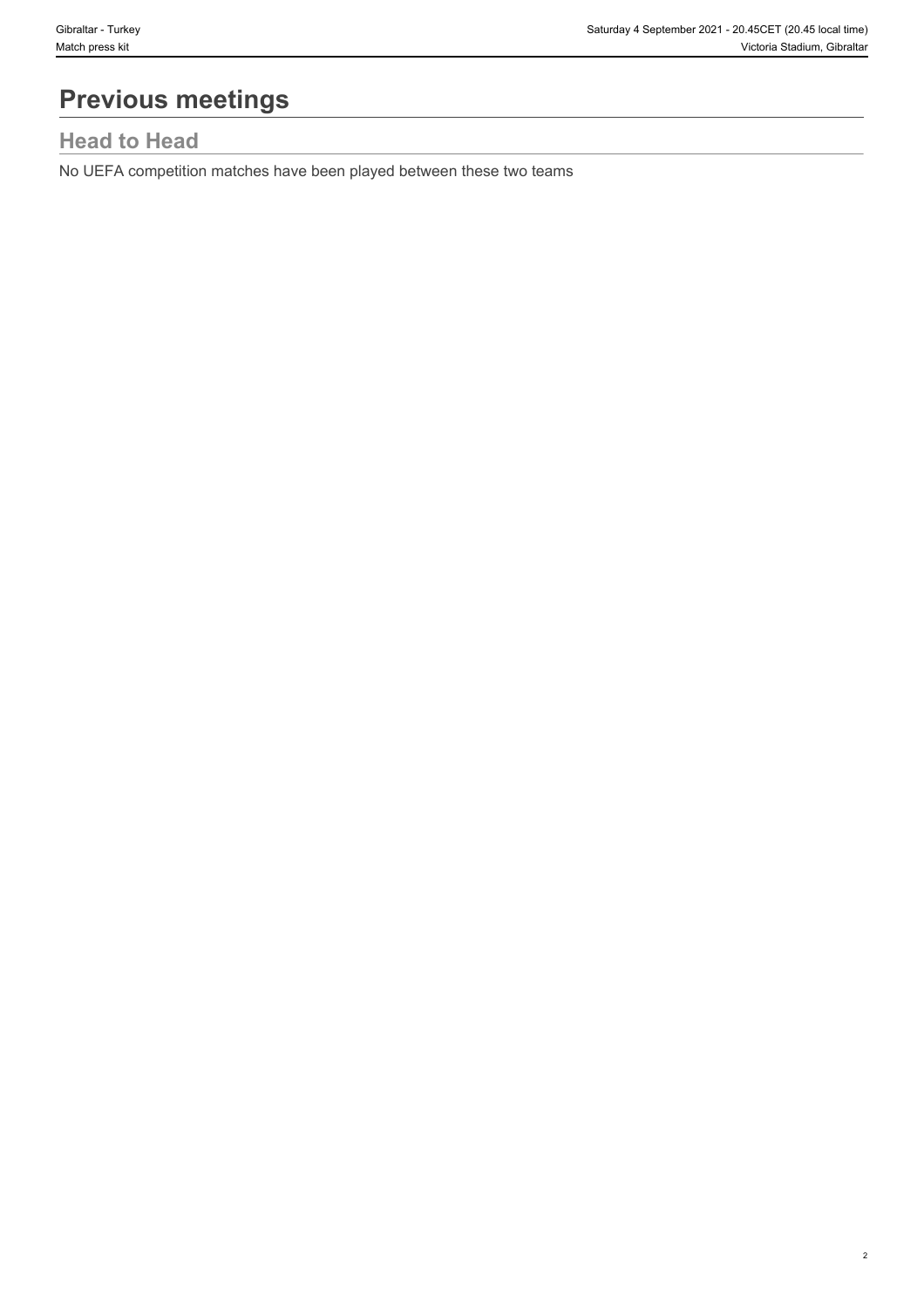# Previous meetings

## Head to Head

No UEFA competition matches have been played between these two teams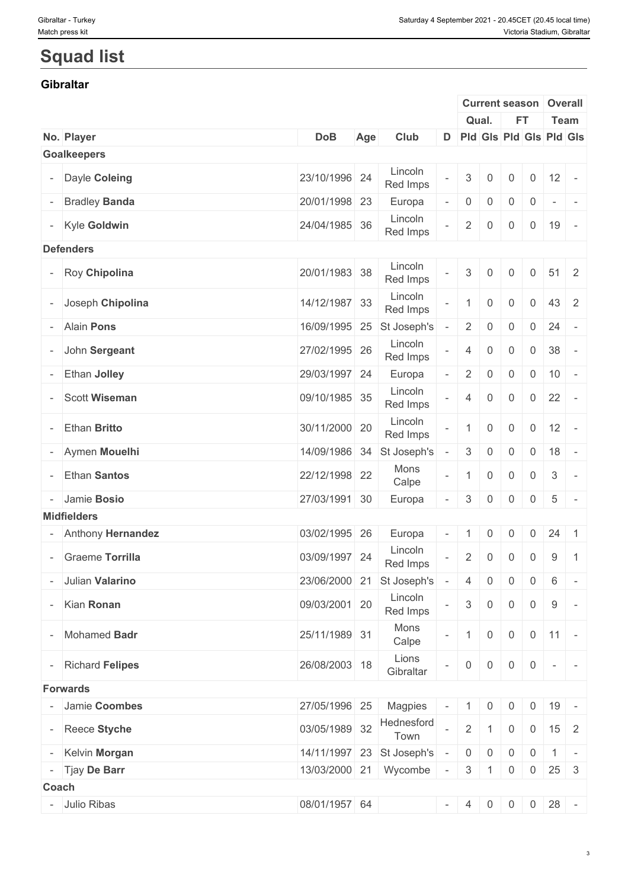# Squad list

## Gibraltar

| | | | | | | Current season | | | | Overall | |
|---|---|---|---|---|---|---|---|---|---|---|---|
| | | | | | | Qual. | | FT | | Team | |
| No. | Player | DoB | Age | Club | D | Pld | Gls | Pld | Gls | Pld | Gls |
| **Goalkeepers** | | | | | | | | | | | |
| - | Dayle **Coleing** | 23/10/1996 | 24 | Lincoln Red Imps | - | 3 | 0 | 0 | 0 | 12 | - |
| - | Bradley **Banda** | 20/01/1998 | 23 | Europa | - | 0 | 0 | 0 | 0 | - | - |
| - | Kyle **Goldwin** | 24/04/1985 | 36 | Lincoln Red Imps | - | 2 | 0 | 0 | 0 | 19 | - |
| **Defenders** | | | | | | | | | | | |
| - | Roy **Chipolina** | 20/01/1983 | 38 | Lincoln Red Imps | - | 3 | 0 | 0 | 0 | 51 | 2 |
| - | Joseph **Chipolina** | 14/12/1987 | 33 | Lincoln Red Imps | - | 1 | 0 | 0 | 0 | 43 | 2 |
| - | Alain **Pons** | 16/09/1995 | 25 | St Joseph's | - | 2 | 0 | 0 | 0 | 24 | - |
| - | John **Sergeant** | 27/02/1995 | 26 | Lincoln Red Imps | - | 4 | 0 | 0 | 0 | 38 | - |
| - | Ethan **Jolley** | 29/03/1997 | 24 | Europa | - | 2 | 0 | 0 | 0 | 10 | - |
| - | Scott **Wiseman** | 09/10/1985 | 35 | Lincoln Red Imps | - | 4 | 0 | 0 | 0 | 22 | - |
| - | Ethan **Britto** | 30/11/2000 | 20 | Lincoln Red Imps | - | 1 | 0 | 0 | 0 | 12 | - |
| - | Aymen **Mouelhi** | 14/09/1986 | 34 | St Joseph's | - | 3 | 0 | 0 | 0 | 18 | - |
| - | Ethan **Santos** | 22/12/1998 | 22 | Mons Calpe | - | 1 | 0 | 0 | 0 | 3 | - |
| - | Jamie **Bosio** | 27/03/1991 | 30 | Europa | - | 3 | 0 | 0 | 0 | 5 | - |
| **Midfielders** | | | | | | | | | | | |
| - | Anthony **Hernandez** | 03/02/1995 | 26 | Europa | - | 1 | 0 | 0 | 0 | 24 | 1 |
| - | Graeme **Torrilla** | 03/09/1997 | 24 | Lincoln Red Imps | - | 2 | 0 | 0 | 0 | 9 | 1 |
| - | Julian **Valarino** | 23/06/2000 | 21 | St Joseph's | - | 4 | 0 | 0 | 0 | 6 | - |
| - | Kian **Ronan** | 09/03/2001 | 20 | Lincoln Red Imps | - | 3 | 0 | 0 | 0 | 9 | - |
| - | Mohamed **Badr** | 25/11/1989 | 31 | Mons Calpe | - | 1 | 0 | 0 | 0 | 11 | - |
| - | Richard **Felipes** | 26/08/2003 | 18 | Lions Gibraltar | - | 0 | 0 | 0 | 0 | - | - |
| **Forwards** | | | | | | | | | | | |
| - | Jamie **Coombes** | 27/05/1996 | 25 | Magpies | - | 1 | 0 | 0 | 0 | 19 | - |
| - | Reece **Styche** | 03/05/1989 | 32 | Hednesford Town | - | 2 | 1 | 0 | 0 | 15 | 2 |
| - | Kelvin **Morgan** | 14/11/1997 | 23 | St Joseph's | - | 0 | 0 | 0 | 0 | 1 | - |
| - | Tjay **De Barr** | 13/03/2000 | 21 | Wycombe | - | 3 | 1 | 0 | 0 | 25 | 3 |
| **Coach** | | | | | | | | | | | |
| - | Julio Ribas | 08/01/1957 | 64 | | - | 4 | 0 | 0 | 0 | 28 | - |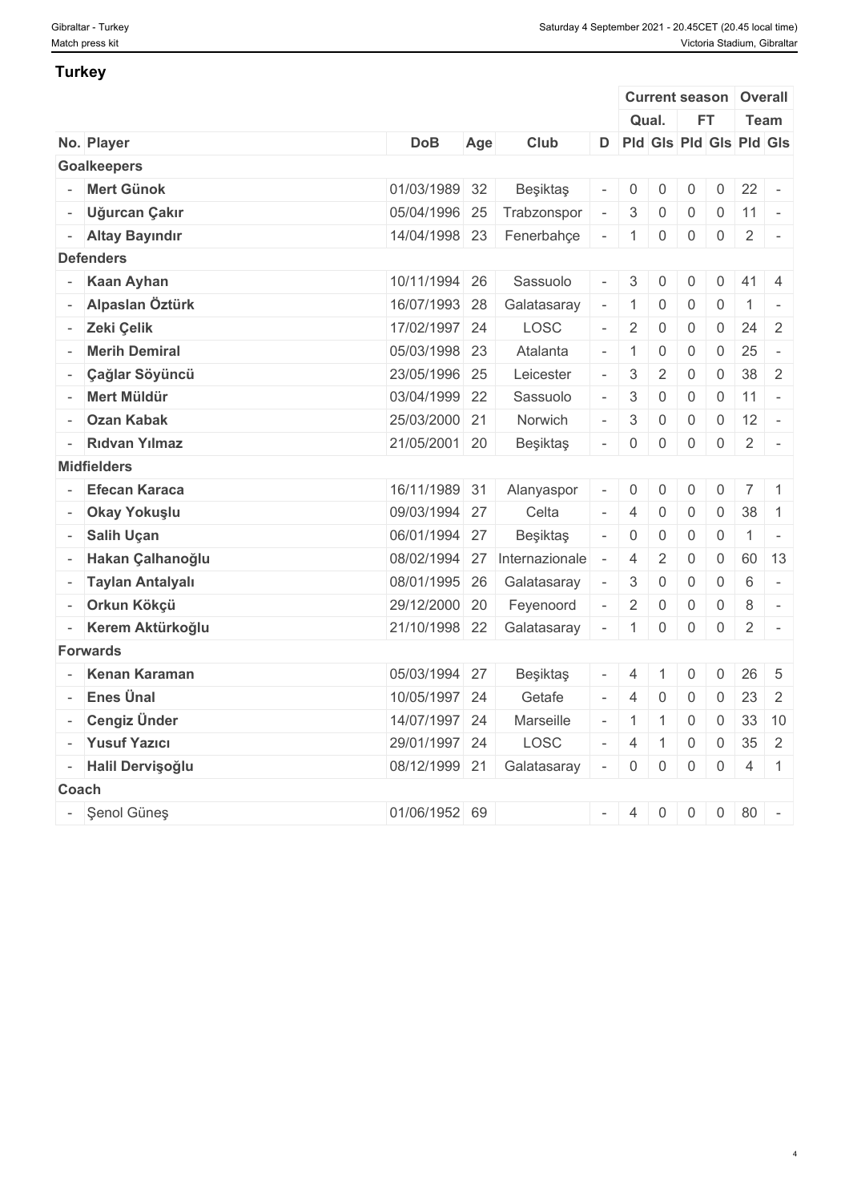## Turkey

| | | | | | | Current season | | | | Overall | |
|---|---|---|---|---|---|---|---|---|---|---|---|
| | | | | | | Qual. | | FT | | Team | |
| No. | Player | DoB | Age | Club | D | Pld | Gls | Pld | Gls | Pld | Gls |
| **Goalkeepers** | | | | | | | | | | | |
| - | **Mert Günok** | 01/03/1989 | 32 | Beşiktaş | - | 0 | 0 | 0 | 0 | 22 | - |
| - | **Uğurcan Çakır** | 05/04/1996 | 25 | Trabzonspor | - | 3 | 0 | 0 | 0 | 11 | - |
| - | **Altay Bayındır** | 14/04/1998 | 23 | Fenerbahçe | - | 1 | 0 | 0 | 0 | 2 | - |
| **Defenders** | | | | | | | | | | | |
| - | **Kaan Ayhan** | 10/11/1994 | 26 | Sassuolo | - | 3 | 0 | 0 | 0 | 41 | 4 |
| - | **Alpaslan Öztürk** | 16/07/1993 | 28 | Galatasaray | - | 1 | 0 | 0 | 0 | 1 | - |
| - | **Zeki Çelik** | 17/02/1997 | 24 | LOSC | - | 2 | 0 | 0 | 0 | 24 | 2 |
| - | **Merih Demiral** | 05/03/1998 | 23 | Atalanta | - | 1 | 0 | 0 | 0 | 25 | - |
| - | **Çağlar Söyüncü** | 23/05/1996 | 25 | Leicester | - | 3 | 2 | 0 | 0 | 38 | 2 |
| - | **Mert Müldür** | 03/04/1999 | 22 | Sassuolo | - | 3 | 0 | 0 | 0 | 11 | - |
| - | **Ozan Kabak** | 25/03/2000 | 21 | Norwich | - | 3 | 0 | 0 | 0 | 12 | - |
| - | **Rıdvan Yılmaz** | 21/05/2001 | 20 | Beşiktaş | - | 0 | 0 | 0 | 0 | 2 | - |
| **Midfielders** | | | | | | | | | | | |
| - | **Efecan Karaca** | 16/11/1989 | 31 | Alanyaspor | - | 0 | 0 | 0 | 0 | 7 | 1 |
| - | **Okay Yokuşlu** | 09/03/1994 | 27 | Celta | - | 4 | 0 | 0 | 0 | 38 | 1 |
| - | **Salih Uçan** | 06/01/1994 | 27 | Beşiktaş | - | 0 | 0 | 0 | 0 | 1 | - |
| - | **Hakan Çalhanoğlu** | 08/02/1994 | 27 | Internazionale | - | 4 | 2 | 0 | 0 | 60 | 13 |
| - | **Taylan Antalyalı** | 08/01/1995 | 26 | Galatasaray | - | 3 | 0 | 0 | 0 | 6 | - |
| - | **Orkun Kökçü** | 29/12/2000 | 20 | Feyenoord | - | 2 | 0 | 0 | 0 | 8 | - |
| - | **Kerem Aktürkoğlu** | 21/10/1998 | 22 | Galatasaray | - | 1 | 0 | 0 | 0 | 2 | - |
| **Forwards** | | | | | | | | | | | |
| - | **Kenan Karaman** | 05/03/1994 | 27 | Beşiktaş | - | 4 | 1 | 0 | 0 | 26 | 5 |
| - | **Enes Ünal** | 10/05/1997 | 24 | Getafe | - | 4 | 0 | 0 | 0 | 23 | 2 |
| - | **Cengiz Ünder** | 14/07/1997 | 24 | Marseille | - | 1 | 1 | 0 | 0 | 33 | 10 |
| - | **Yusuf Yazıcı** | 29/01/1997 | 24 | LOSC | - | 4 | 1 | 0 | 0 | 35 | 2 |
| - | **Halil Dervişoğlu** | 08/12/1999 | 21 | Galatasaray | - | 0 | 0 | 0 | 0 | 4 | 1 |
| **Coach** | | | | | | | | | | | |
| - | Şenol Güneş | 01/06/1952 | 69 | | - | 4 | 0 | 0 | 0 | 80 | - |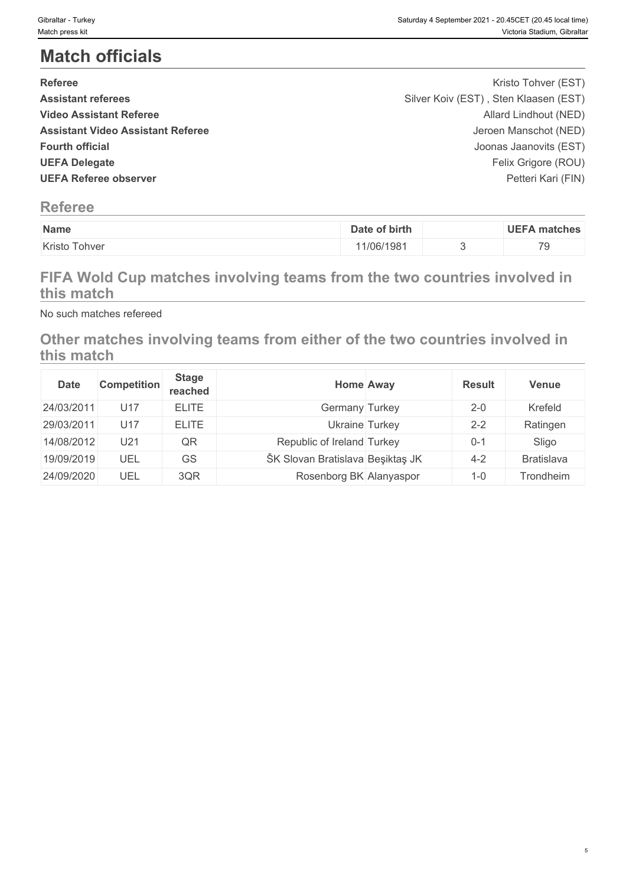# Match officials

| | |
|---|---|
| **Referee** | Kristo Tohver (EST) |
| **Assistant referees** | Silver Koiv (EST) , Sten Klaasen (EST) |
| **Video Assistant Referee** | Allard Lindhout (NED) |
| **Assistant Video Assistant Referee** | Jeroen Manschot (NED) |
| **Fourth official** | Joonas Jaanovits (EST) |
| **UEFA Delegate** | Felix Grigore (ROU) |
| **UEFA Referee observer** | Petteri Kari (FIN) |

## Referee

| Name | Date of birth | | UEFA matches |
|---|---|---|---|
| Kristo Tohver | 11/06/1981 | 3 | 79 |

## FIFA Wold Cup matches involving teams from the two countries involved in this match

No such matches refereed

## Other matches involving teams from either of the two countries involved in this match

| Date | Competition | Stage reached | Home | Away | Result | Venue |
|---|---|---|---|---|---|---|
| 24/03/2011 | U17 | ELITE | Germany | Turkey | 2-0 | Krefeld |
| 29/03/2011 | U17 | ELITE | Ukraine | Turkey | 2-2 | Ratingen |
| 14/08/2012 | U21 | QR | Republic of Ireland | Turkey | 0-1 | Sligo |
| 19/09/2019 | UEL | GS | ŠK Slovan Bratislava | Beşiktaş JK | 4-2 | Bratislava |
| 24/09/2020 | UEL | 3QR | Rosenborg BK | Alanyaspor | 1-0 | Trondheim |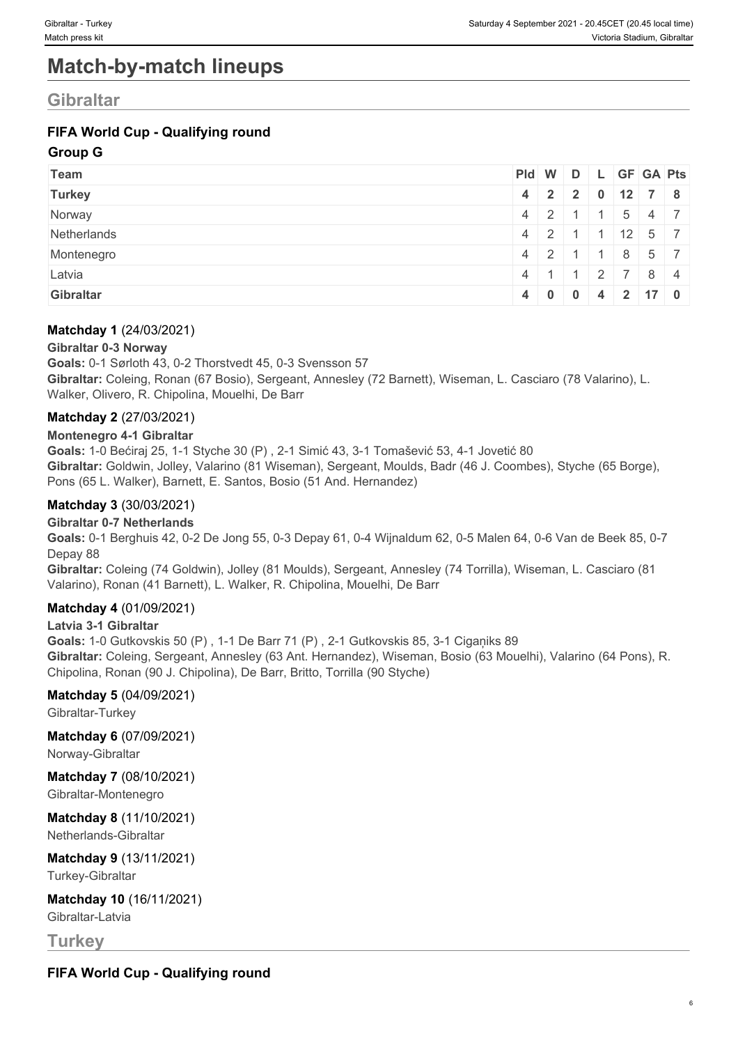# Match-by-match lineups

## Gibraltar

### FIFA World Cup - Qualifying round

#### Group G

| Team | Pld | W | D | L | GF | GA | Pts |
|---|---|---|---|---|---|---|---|
| **Turkey** | **4** | **2** | **2** | **0** | **12** | **7** | **8** |
| Norway | 4 | 2 | 1 | 1 | 5 | 4 | 7 |
| Netherlands | 4 | 2 | 1 | 1 | 12 | 5 | 7 |
| Montenegro | 4 | 2 | 1 | 1 | 8 | 5 | 7 |
| Latvia | 4 | 1 | 1 | 2 | 7 | 8 | 4 |
| **Gibraltar** | **4** | **0** | **0** | **4** | **2** | **17** | **0** |

**Matchday 1** (24/03/2021)

**Gibraltar 0-3 Norway**

**Goals:** 0-1 Sørloth 43, 0-2 Thorstvedt 45, 0-3 Svensson 57

**Gibraltar:** Coleing, Ronan (67 Bosio), Sergeant, Annesley (72 Barnett), Wiseman, L. Casciaro (78 Valarino), L. Walker, Olivero, R. Chipolina, Mouelhi, De Barr

**Matchday 2** (27/03/2021)

**Montenegro 4-1 Gibraltar**

**Goals:** 1-0 Bećiraj 25, 1-1 Styche 30 (P) , 2-1 Simić 43, 3-1 Tomašević 53, 4-1 Jovetić 80

**Gibraltar:** Goldwin, Jolley, Valarino (81 Wiseman), Sergeant, Moulds, Badr (46 J. Coombes), Styche (65 Borge), Pons (65 L. Walker), Barnett, E. Santos, Bosio (51 And. Hernandez)

**Matchday 3** (30/03/2021)

**Gibraltar 0-7 Netherlands**

**Goals:** 0-1 Berghuis 42, 0-2 De Jong 55, 0-3 Depay 61, 0-4 Wijnaldum 62, 0-5 Malen 64, 0-6 Van de Beek 85, 0-7 Depay 88

**Gibraltar:** Coleing (74 Goldwin), Jolley (81 Moulds), Sergeant, Annesley (74 Torrilla), Wiseman, L. Casciaro (81 Valarino), Ronan (41 Barnett), L. Walker, R. Chipolina, Mouelhi, De Barr

**Matchday 4** (01/09/2021)

**Latvia 3-1 Gibraltar**

**Goals:** 1-0 Gutkovskis 50 (P) , 1-1 De Barr 71 (P) , 2-1 Gutkovskis 85, 3-1 Cigaņiks 89

**Gibraltar:** Coleing, Sergeant, Annesley (63 Ant. Hernandez), Wiseman, Bosio (63 Mouelhi), Valarino (64 Pons), R. Chipolina, Ronan (90 J. Chipolina), De Barr, Britto, Torrilla (90 Styche)

**Matchday 5** (04/09/2021)

Gibraltar-Turkey

**Matchday 6** (07/09/2021)

Norway-Gibraltar

**Matchday 7** (08/10/2021)

Gibraltar-Montenegro

**Matchday 8** (11/10/2021)

Netherlands-Gibraltar

**Matchday 9** (13/11/2021)

Turkey-Gibraltar

**Matchday 10** (16/11/2021)

Gibraltar-Latvia

## Turkey

### FIFA World Cup - Qualifying round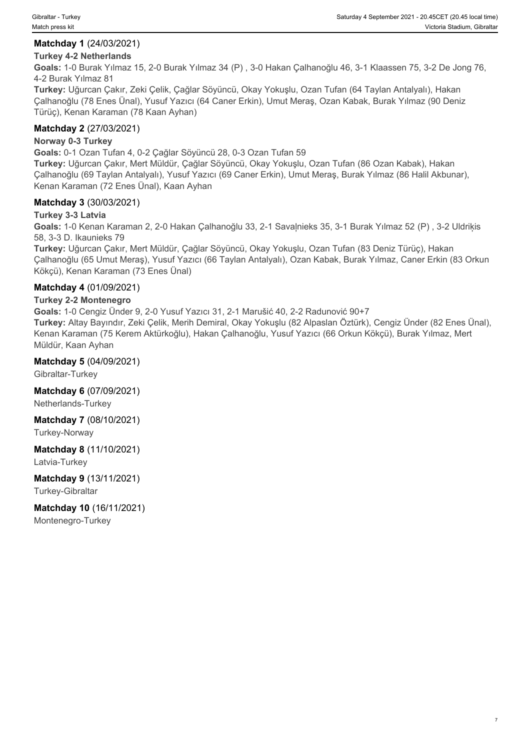**Matchday 1** (24/03/2021)

**Turkey 4-2 Netherlands**

**Goals:** 1-0 Burak Yılmaz 15, 2-0 Burak Yılmaz 34 (P) , 3-0 Hakan Çalhanoğlu 46, 3-1 Klaassen 75, 3-2 De Jong 76, 4-2 Burak Yılmaz 81

**Turkey:** Uğurcan Çakır, Zeki Çelik, Çağlar Söyüncü, Okay Yokuşlu, Ozan Tufan (64 Taylan Antalyalı), Hakan Çalhanoğlu (78 Enes Ünal), Yusuf Yazıcı (64 Caner Erkin), Umut Meraş, Ozan Kabak, Burak Yılmaz (90 Deniz Türüç), Kenan Karaman (78 Kaan Ayhan)

**Matchday 2** (27/03/2021)

**Norway 0-3 Turkey**

**Goals:** 0-1 Ozan Tufan 4, 0-2 Çağlar Söyüncü 28, 0-3 Ozan Tufan 59

**Turkey:** Uğurcan Çakır, Mert Müldür, Çağlar Söyüncü, Okay Yokuşlu, Ozan Tufan (86 Ozan Kabak), Hakan Çalhanoğlu (69 Taylan Antalyalı), Yusuf Yazıcı (69 Caner Erkin), Umut Meraş, Burak Yılmaz (86 Halil Akbunar), Kenan Karaman (72 Enes Ünal), Kaan Ayhan

**Matchday 3** (30/03/2021)

**Turkey 3-3 Latvia**

**Goals:** 1-0 Kenan Karaman 2, 2-0 Hakan Çalhanoğlu 33, 2-1 Savaļnieks 35, 3-1 Burak Yılmaz 52 (P) , 3-2 Uldriķis 58, 3-3 D. Ikaunieks 79

**Turkey:** Uğurcan Çakır, Mert Müldür, Çağlar Söyüncü, Okay Yokuşlu, Ozan Tufan (83 Deniz Türüç), Hakan Çalhanoğlu (65 Umut Meraş), Yusuf Yazıcı (66 Taylan Antalyalı), Ozan Kabak, Burak Yılmaz, Caner Erkin (83 Orkun Kökçü), Kenan Karaman (73 Enes Ünal)

**Matchday 4** (01/09/2021)

**Turkey 2-2 Montenegro**

**Goals:** 1-0 Cengiz Ünder 9, 2-0 Yusuf Yazıcı 31, 2-1 Marušić 40, 2-2 Radunović 90+7

**Turkey:** Altay Bayındır, Zeki Çelik, Merih Demiral, Okay Yokuşlu (82 Alpaslan Öztürk), Cengiz Ünder (82 Enes Ünal), Kenan Karaman (75 Kerem Aktürkoğlu), Hakan Çalhanoğlu, Yusuf Yazıcı (66 Orkun Kökçü), Burak Yılmaz, Mert Müldür, Kaan Ayhan

**Matchday 5** (04/09/2021)

Gibraltar-Turkey

**Matchday 6** (07/09/2021)

Netherlands-Turkey

**Matchday 7** (08/10/2021)

Turkey-Norway

**Matchday 8** (11/10/2021)

Latvia-Turkey

**Matchday 9** (13/11/2021)

Turkey-Gibraltar

**Matchday 10** (16/11/2021)

Montenegro-Turkey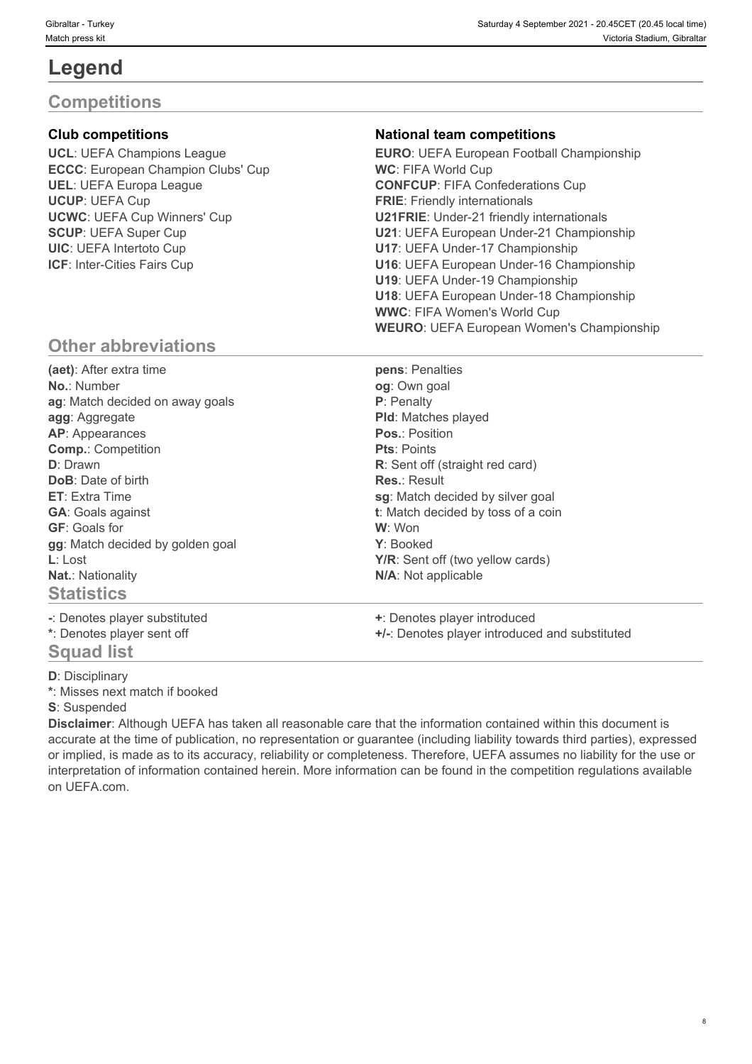# Legend

## Competitions

### Club competitions

**UCL**: UEFA Champions League
**ECCC**: European Champion Clubs' Cup
**UEL**: UEFA Europa League
**UCUP**: UEFA Cup
**UCWC**: UEFA Cup Winners' Cup
**SCUP**: UEFA Super Cup
**UIC**: UEFA Intertoto Cup
**ICF**: Inter-Cities Fairs Cup

### National team competitions

**EURO**: UEFA European Football Championship
**WC**: FIFA World Cup
**CONFCUP**: FIFA Confederations Cup
**FRIE**: Friendly internationals
**U21FRIE**: Under-21 friendly internationals
**U21**: UEFA European Under-21 Championship
**U17**: UEFA Under-17 Championship
**U16**: UEFA European Under-16 Championship
**U19**: UEFA Under-19 Championship
**U18**: UEFA European Under-18 Championship
**WWC**: FIFA Women's World Cup
**WEURO**: UEFA European Women's Championship

## Other abbreviations

**(aet)**: After extra time
**No.**: Number
**ag**: Match decided on away goals
**agg**: Aggregate
**AP**: Appearances
**Comp.**: Competition
**D**: Drawn
**DoB**: Date of birth
**ET**: Extra Time
**GA**: Goals against
**GF**: Goals for
**gg**: Match decided by golden goal
**L**: Lost
**Nat.**: Nationality
**pens**: Penalties
**og**: Own goal
**P**: Penalty
**Pld**: Matches played
**Pos.**: Position
**Pts**: Points
**R**: Sent off (straight red card)
**Res.**: Result
**sg**: Match decided by silver goal
**t**: Match decided by toss of a coin
**W**: Won
**Y**: Booked
**Y/R**: Sent off (two yellow cards)
**N/A**: Not applicable

## Statistics

**-**: Denotes player substituted
**\***: Denotes player sent off
**+**: Denotes player introduced
**+/-**: Denotes player introduced and substituted

## Squad list

**D**: Disciplinary
**\***: Misses next match if booked
**S**: Suspended

**Disclaimer**: Although UEFA has taken all reasonable care that the information contained within this document is accurate at the time of publication, no representation or guarantee (including liability towards third parties), expressed or implied, is made as to its accuracy, reliability or completeness. Therefore, UEFA assumes no liability for the use or interpretation of information contained herein. More information can be found in the competition regulations available on UEFA.com.